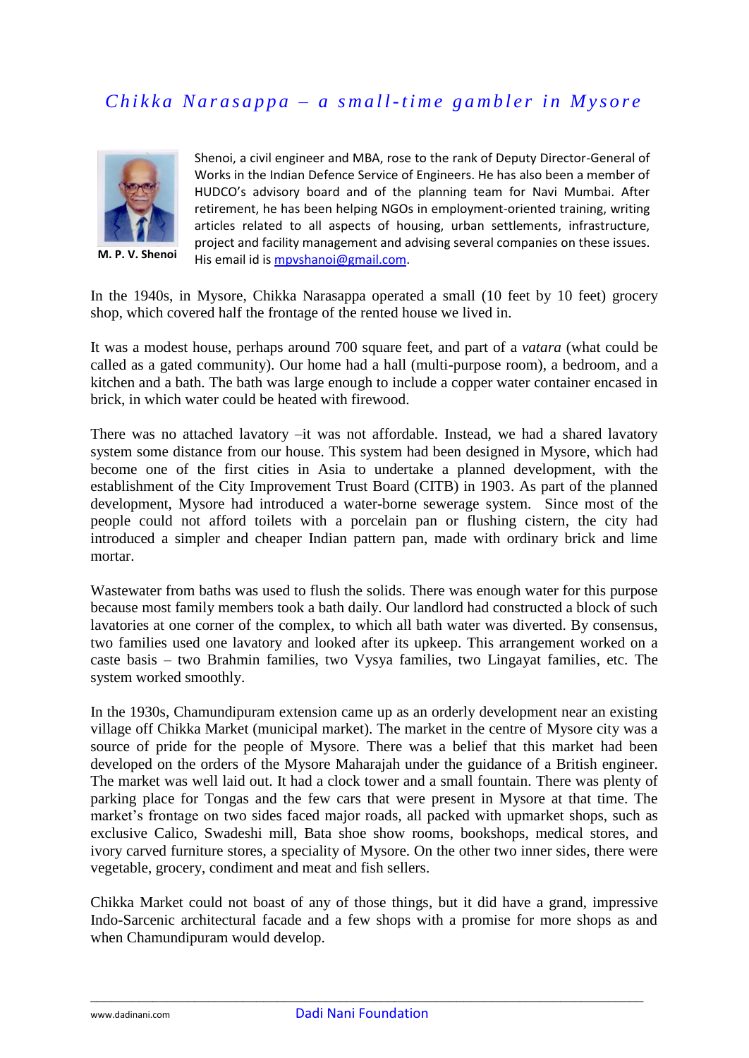# *Chikka Narasappa – a small-time gambler in Mysore*

**M. P. V. Shenoi**

Shenoi, a civil engineer and MBA, rose to the rank of Deputy Director-General of Works in the Indian Defence Service of Engineers. He has also been a member of HUDCO's advisory board and of the planning team for Navi Mumbai. After retirement, he has been helping NGOs in employment-oriented training, writing articles related to all aspects of housing, urban settlements, infrastructure, project and facility management and advising several companies on these issues. His email id is mpvshanoi@gmail.com.

In the 1940s, in Mysore, Chikka Narasappa operated a small (10 feet by 10 feet) grocery shop, which covered half the frontage of the rented house we lived in.

It was a modest house, perhaps around 700 square feet, and part of a *vatara* (what could be called as a gated community). Our home had a hall (multi-purpose room), a bedroom, and a kitchen and a bath. The bath was large enough to include a copper water container encased in brick, in which water could be heated with firewood.

There was no attached lavatory –it was not affordable. Instead, we had a shared lavatory system some distance from our house. This system had been designed in Mysore, which had become one of the first cities in Asia to undertake a planned development, with the establishment of the City Improvement Trust Board (CITB) in 1903. As part of the planned development, Mysore had introduced a water-borne sewerage system. Since most of the people could not afford toilets with a porcelain pan or flushing cistern, the city had introduced a simpler and cheaper Indian pattern pan, made with ordinary brick and lime mortar.

Wastewater from baths was used to flush the solids. There was enough water for this purpose because most family members took a bath daily. Our landlord had constructed a block of such lavatories at one corner of the complex, to which all bath water was diverted. By consensus, two families used one lavatory and looked after its upkeep. This arrangement worked on a caste basis – two Brahmin families, two Vysya families, two Lingayat families, etc. The system worked smoothly.

In the 1930s, Chamundipuram extension came up as an orderly development near an existing village off Chikka Market (municipal market). The market in the centre of Mysore city was a source of pride for the people of Mysore. There was a belief that this market had been developed on the orders of the Mysore Maharajah under the guidance of a British engineer. The market was well laid out. It had a clock tower and a small fountain. There was plenty of parking place for Tongas and the few cars that were present in Mysore at that time. The market's frontage on two sides faced major roads, all packed with upmarket shops, such as exclusive Calico, Swadeshi mill, Bata shoe show rooms, bookshops, medical stores, and ivory carved furniture stores, a speciality of Mysore. On the other two inner sides, there were vegetable, grocery, condiment and meat and fish sellers.

Chikka Market could not boast of any of those things, but it did have a grand, impressive Indo-Sarcenic architectural facade and a few shops with a promise for more shops as and when Chamundipuram would develop.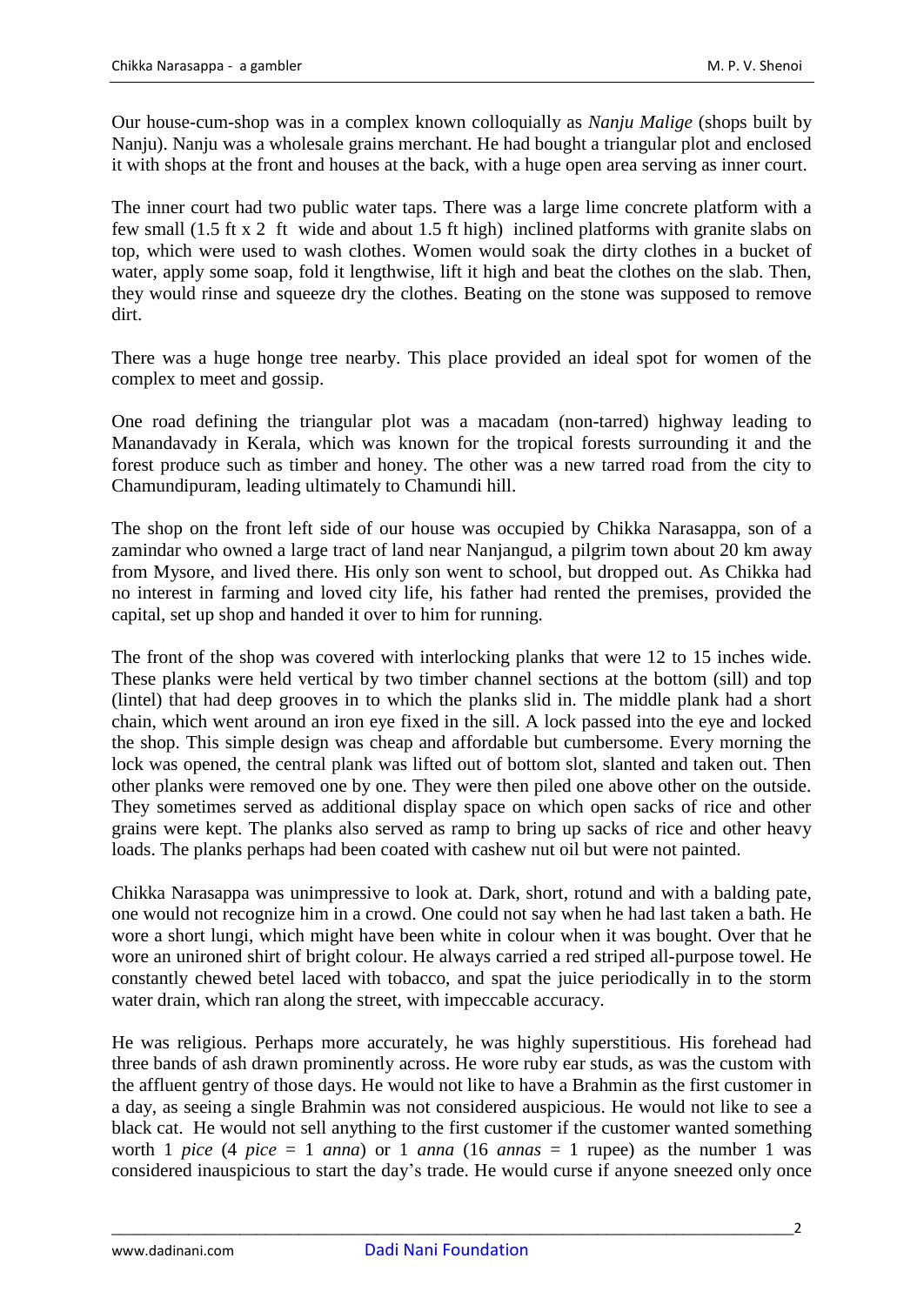Our house-cum-shop was in a complex known colloquially as *Nanju Malige* (shops built by Nanju). Nanju was a wholesale grains merchant. He had bought a triangular plot and enclosed it with shops at the front and houses at the back, with a huge open area serving as inner court.

The inner court had two public water taps. There was a large lime concrete platform with a few small (1.5 ft x 2 ft wide and about 1.5 ft high) inclined platforms with granite slabs on top, which were used to wash clothes. Women would soak the dirty clothes in a bucket of water, apply some soap, fold it lengthwise, lift it high and beat the clothes on the slab. Then, they would rinse and squeeze dry the clothes. Beating on the stone was supposed to remove dirt.

There was a huge honge tree nearby. This place provided an ideal spot for women of the complex to meet and gossip.

One road defining the triangular plot was a macadam (non-tarred) highway leading to Manandavady in Kerala, which was known for the tropical forests surrounding it and the forest produce such as timber and honey. The other was a new tarred road from the city to Chamundipuram, leading ultimately to Chamundi hill.

The shop on the front left side of our house was occupied by Chikka Narasappa, son of a zamindar who owned a large tract of land near Nanjangud, a pilgrim town about 20 km away from Mysore, and lived there. His only son went to school, but dropped out. As Chikka had no interest in farming and loved city life, his father had rented the premises, provided the capital, set up shop and handed it over to him for running.

The front of the shop was covered with interlocking planks that were 12 to 15 inches wide. These planks were held vertical by two timber channel sections at the bottom (sill) and top (lintel) that had deep grooves in to which the planks slid in. The middle plank had a short chain, which went around an iron eye fixed in the sill. A lock passed into the eye and locked the shop. This simple design was cheap and affordable but cumbersome. Every morning the lock was opened, the central plank was lifted out of bottom slot, slanted and taken out. Then other planks were removed one by one. They were then piled one above other on the outside. They sometimes served as additional display space on which open sacks of rice and other grains were kept. The planks also served as ramp to bring up sacks of rice and other heavy loads. The planks perhaps had been coated with cashew nut oil but were not painted.

Chikka Narasappa was unimpressive to look at. Dark, short, rotund and with a balding pate, one would not recognize him in a crowd. One could not say when he had last taken a bath. He wore a short lungi, which might have been white in colour when it was bought. Over that he wore an unironed shirt of bright colour. He always carried a red striped all-purpose towel. He constantly chewed betel laced with tobacco, and spat the juice periodically in to the storm water drain, which ran along the street, with impeccable accuracy.

He was religious. Perhaps more accurately, he was highly superstitious. His forehead had three bands of ash drawn prominently across. He wore ruby ear studs, as was the custom with the affluent gentry of those days. He would not like to have a Brahmin as the first customer in a day, as seeing a single Brahmin was not considered auspicious. He would not like to see a black cat. He would not sell anything to the first customer if the customer wanted something worth 1 *pice* (4 *pice* = 1 *anna*) or 1 *anna* (16 *annas* = 1 rupee) as the number 1 was considered inauspicious to start the day's trade. He would curse if anyone sneezed only once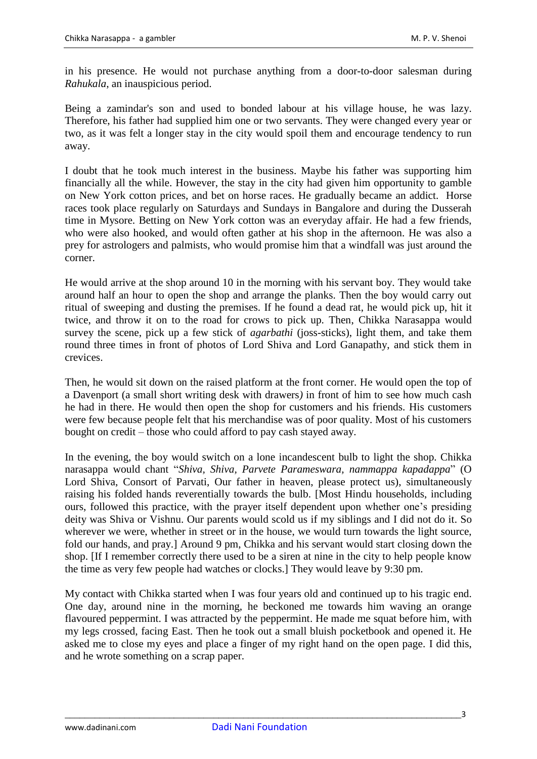in his presence. He would not purchase anything from a door-to-door salesman during *Rahukala*, an inauspicious period.

Being a zamindar's son and used to bonded labour at his village house, he was lazy. Therefore, his father had supplied him one or two servants. They were changed every year or two, as it was felt a longer stay in the city would spoil them and encourage tendency to run away.

I doubt that he took much interest in the business. Maybe his father was supporting him financially all the while. However, the stay in the city had given him opportunity to gamble on New York cotton prices, and bet on horse races. He gradually became an addict. Horse races took place regularly on Saturdays and Sundays in Bangalore and during the Dusserah time in Mysore. Betting on New York cotton was an everyday affair. He had a few friends, who were also hooked, and would often gather at his shop in the afternoon. He was also a prey for astrologers and palmists, who would promise him that a windfall was just around the corner.

He would arrive at the shop around 10 in the morning with his servant boy. They would take around half an hour to open the shop and arrange the planks. Then the boy would carry out ritual of sweeping and dusting the premises. If he found a dead rat, he would pick up, hit it twice, and throw it on to the road for crows to pick up. Then, Chikka Narasappa would survey the scene, pick up a few stick of *agarbathi* (joss-sticks), light them, and take them round three times in front of photos of Lord Shiva and Lord Ganapathy, and stick them in crevices.

Then, he would sit down on the raised platform at the front corner. He would open the top of a Davenport (a small short writing desk with drawers*)* in front of him to see how much cash he had in there. He would then open the shop for customers and his friends. His customers were few because people felt that his merchandise was of poor quality. Most of his customers bought on credit – those who could afford to pay cash stayed away.

In the evening, the boy would switch on a lone incandescent bulb to light the shop. Chikka narasappa would chant "*Shiva, Shiva, Parvete Parameswara, nammappa kapadappa*" (O Lord Shiva, Consort of Parvati, Our father in heaven, please protect us), simultaneously raising his folded hands reverentially towards the bulb. [Most Hindu households, including ours, followed this practice, with the prayer itself dependent upon whether one's presiding deity was Shiva or Vishnu. Our parents would scold us if my siblings and I did not do it. So wherever we were, whether in street or in the house, we would turn towards the light source, fold our hands, and pray.] Around 9 pm, Chikka and his servant would start closing down the shop. [If I remember correctly there used to be a siren at nine in the city to help people know the time as very few people had watches or clocks.] They would leave by 9:30 pm.

My contact with Chikka started when I was four years old and continued up to his tragic end. One day, around nine in the morning, he beckoned me towards him waving an orange flavoured peppermint. I was attracted by the peppermint. He made me squat before him, with my legs crossed, facing East. Then he took out a small bluish pocketbook and opened it. He asked me to close my eyes and place a finger of my right hand on the open page. I did this, and he wrote something on a scrap paper.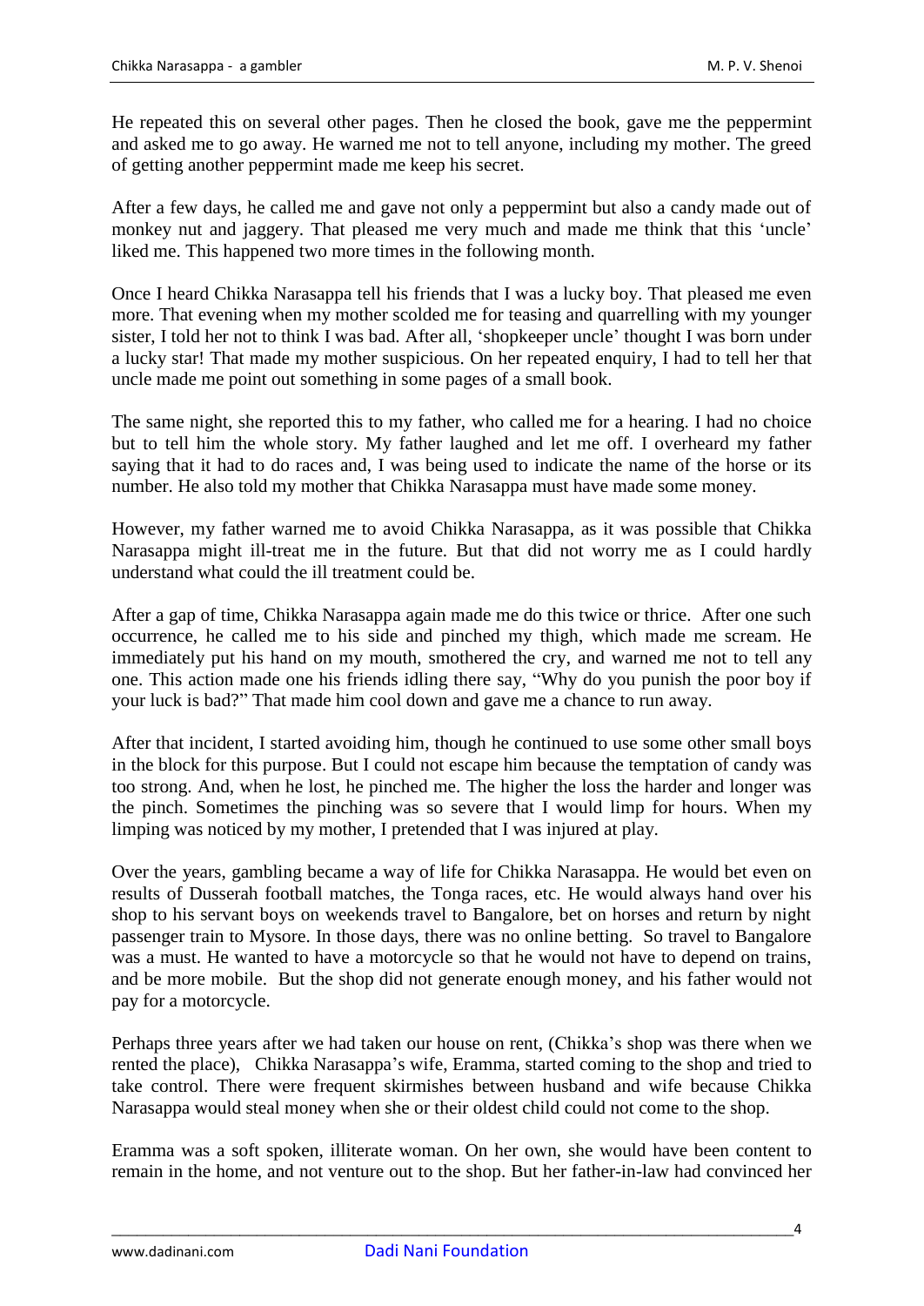He repeated this on several other pages. Then he closed the book, gave me the peppermint and asked me to go away. He warned me not to tell anyone, including my mother. The greed of getting another peppermint made me keep his secret.

After a few days, he called me and gave not only a peppermint but also a candy made out of monkey nut and jaggery. That pleased me very much and made me think that this 'uncle' liked me. This happened two more times in the following month.

Once I heard Chikka Narasappa tell his friends that I was a lucky boy. That pleased me even more. That evening when my mother scolded me for teasing and quarrelling with my younger sister, I told her not to think I was bad. After all, 'shopkeeper uncle' thought I was born under a lucky star! That made my mother suspicious. On her repeated enquiry, I had to tell her that uncle made me point out something in some pages of a small book.

The same night, she reported this to my father, who called me for a hearing. I had no choice but to tell him the whole story. My father laughed and let me off. I overheard my father saying that it had to do races and, I was being used to indicate the name of the horse or its number. He also told my mother that Chikka Narasappa must have made some money.

However, my father warned me to avoid Chikka Narasappa, as it was possible that Chikka Narasappa might ill-treat me in the future. But that did not worry me as I could hardly understand what could the ill treatment could be.

After a gap of time, Chikka Narasappa again made me do this twice or thrice. After one such occurrence, he called me to his side and pinched my thigh, which made me scream. He immediately put his hand on my mouth, smothered the cry, and warned me not to tell any one. This action made one his friends idling there say, "Why do you punish the poor boy if your luck is bad?" That made him cool down and gave me a chance to run away.

After that incident, I started avoiding him, though he continued to use some other small boys in the block for this purpose. But I could not escape him because the temptation of candy was too strong. And, when he lost, he pinched me. The higher the loss the harder and longer was the pinch. Sometimes the pinching was so severe that I would limp for hours. When my limping was noticed by my mother, I pretended that I was injured at play.

Over the years, gambling became a way of life for Chikka Narasappa. He would bet even on results of Dusserah football matches, the Tonga races, etc. He would always hand over his shop to his servant boys on weekends travel to Bangalore, bet on horses and return by night passenger train to Mysore. In those days, there was no online betting. So travel to Bangalore was a must. He wanted to have a motorcycle so that he would not have to depend on trains, and be more mobile. But the shop did not generate enough money, and his father would not pay for a motorcycle.

Perhaps three years after we had taken our house on rent, (Chikka's shop was there when we rented the place), Chikka Narasappa's wife, Eramma, started coming to the shop and tried to take control. There were frequent skirmishes between husband and wife because Chikka Narasappa would steal money when she or their oldest child could not come to the shop.

Eramma was a soft spoken, illiterate woman. On her own, she would have been content to remain in the home, and not venture out to the shop. But her father-in-law had convinced her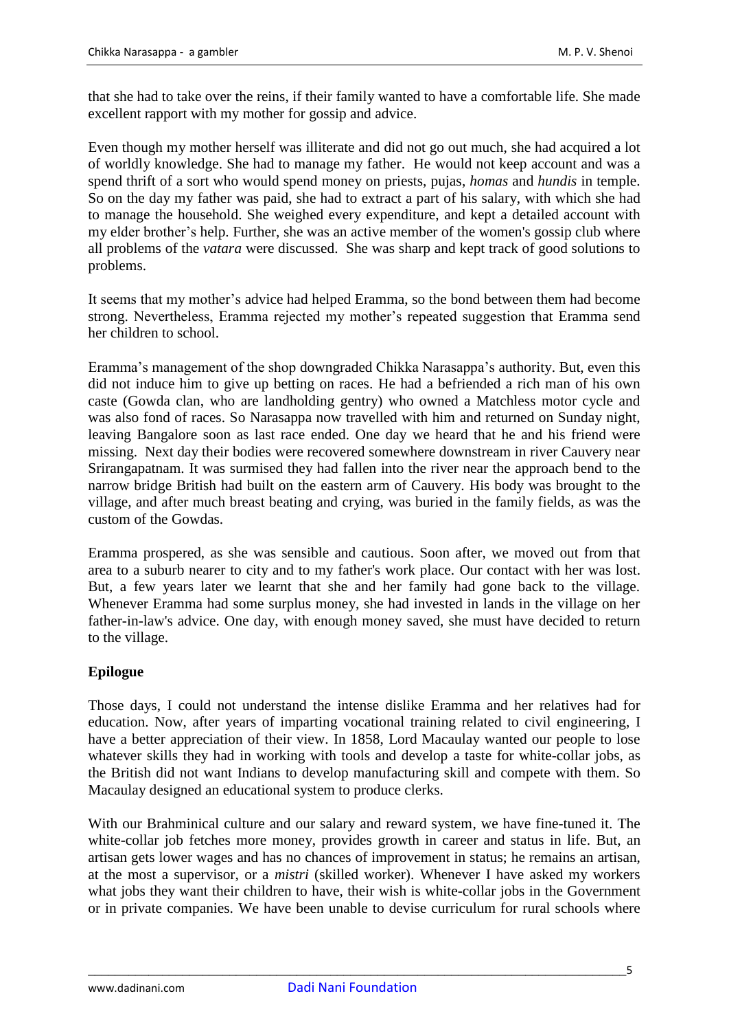that she had to take over the reins, if their family wanted to have a comfortable life. She made excellent rapport with my mother for gossip and advice.

Even though my mother herself was illiterate and did not go out much, she had acquired a lot of worldly knowledge. She had to manage my father. He would not keep account and was a spend thrift of a sort who would spend money on priests, pujas, *homas* and *hundis* in temple. So on the day my father was paid, she had to extract a part of his salary, with which she had to manage the household. She weighed every expenditure, and kept a detailed account with my elder brother's help. Further, she was an active member of the women's gossip club where all problems of the *vatara* were discussed. She was sharp and kept track of good solutions to problems.

It seems that my mother's advice had helped Eramma, so the bond between them had become strong. Nevertheless, Eramma rejected my mother's repeated suggestion that Eramma send her children to school.

Eramma's management of the shop downgraded Chikka Narasappa's authority. But, even this did not induce him to give up betting on races. He had a befriended a rich man of his own caste (Gowda clan, who are landholding gentry) who owned a Matchless motor cycle and was also fond of races. So Narasappa now travelled with him and returned on Sunday night, leaving Bangalore soon as last race ended. One day we heard that he and his friend were missing. Next day their bodies were recovered somewhere downstream in river Cauvery near Srirangapatnam. It was surmised they had fallen into the river near the approach bend to the narrow bridge British had built on the eastern arm of Cauvery. His body was brought to the village, and after much breast beating and crying, was buried in the family fields, as was the custom of the Gowdas.

Eramma prospered, as she was sensible and cautious. Soon after, we moved out from that area to a suburb nearer to city and to my father's work place. Our contact with her was lost. But, a few years later we learnt that she and her family had gone back to the village. Whenever Eramma had some surplus money, she had invested in lands in the village on her father-in-law's advice. One day, with enough money saved, she must have decided to return to the village.

## Epilogue

Those days, I could not understand the intense dislike Eramma and her relatives had for education. Now, after years of imparting vocational training related to civil engineering, I have a better appreciation of their view. In 1858, Lord Macaulay wanted our people to lose whatever skills they had in working with tools and develop a taste for white-collar jobs, as the British did not want Indians to develop manufacturing skill and compete with them. So Macaulay designed an educational system to produce clerks.

With our Brahminical culture and our salary and reward system, we have fine-tuned it. The white-collar job fetches more money, provides growth in career and status in life. But, an artisan gets lower wages and has no chances of improvement in status; he remains an artisan, at the most a supervisor, or a *mistri* (skilled worker). Whenever I have asked my workers what jobs they want their children to have, their wish is white-collar jobs in the Government or in private companies. We have been unable to devise curriculum for rural schools where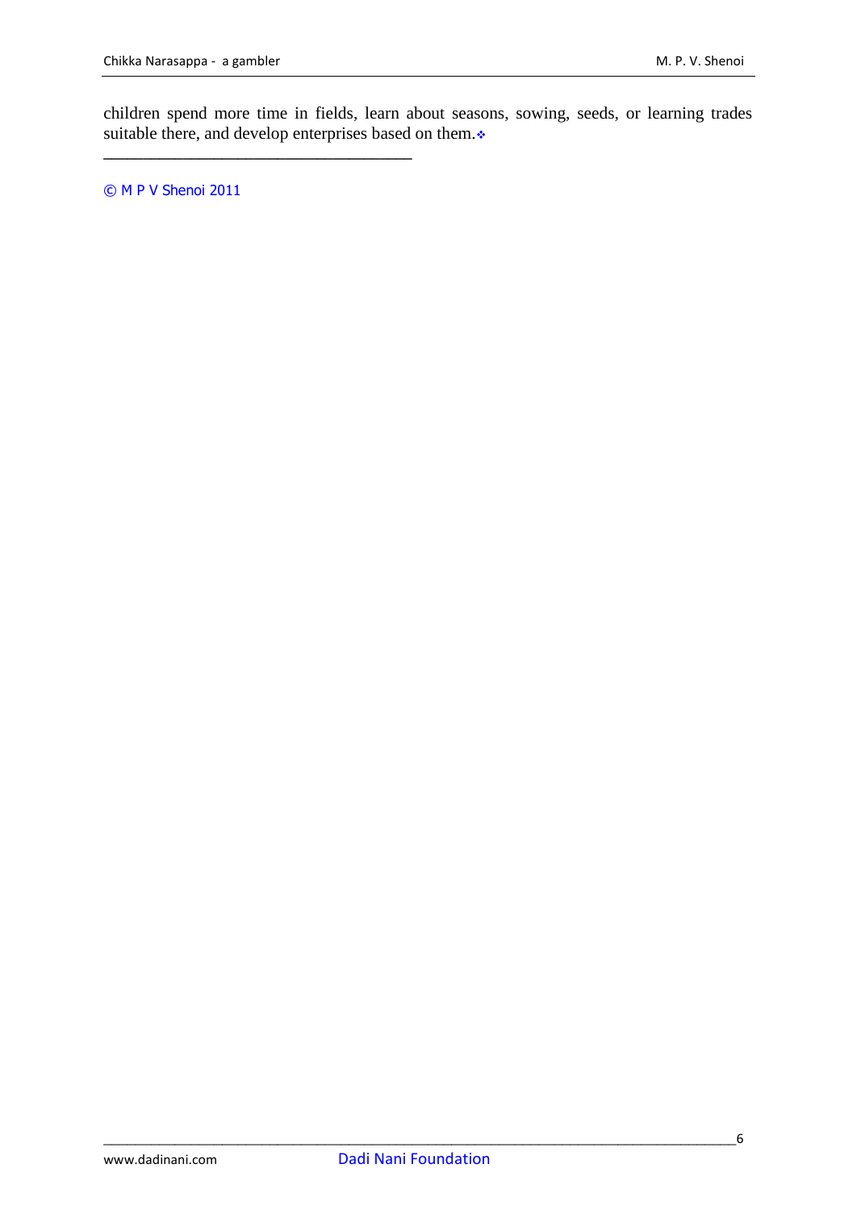children spend more time in fields, learn about seasons, sowing, seeds, or learning trades suitable there, and develop enterprises based on them.❖

___________________________________

© M P V Shenoi 2011